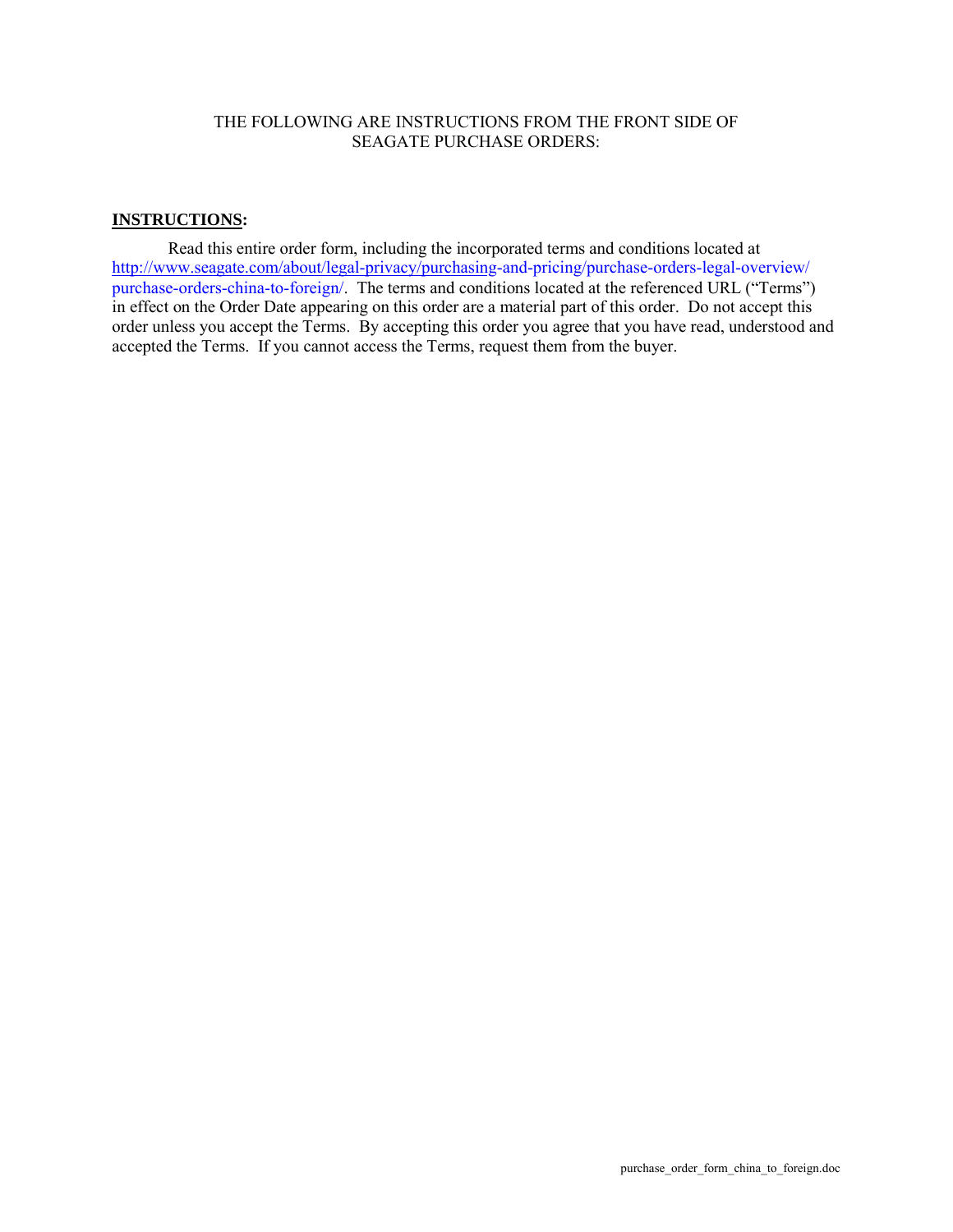THE FOLLOWING ARE INSTRUCTIONS FROM THE FRONT SIDE OF SEAGATE PURCHASE ORDERS:

**INSTRUCTIONS:**

Read this entire order form, including the incorporated terms and conditions located at http://www.seagate.com/about/legal-privacy/purchasing-and-pricing/purchase-orders-legal-overview/purchase-orders-china-to-foreign/. The terms and conditions located at the referenced URL ("Terms") in effect on the Order Date appearing on this order are a material part of this order. Do not accept this order unless you accept the Terms. By accepting this order you agree that you have read, understood and accepted the Terms. If you cannot access the Terms, request them from the buyer.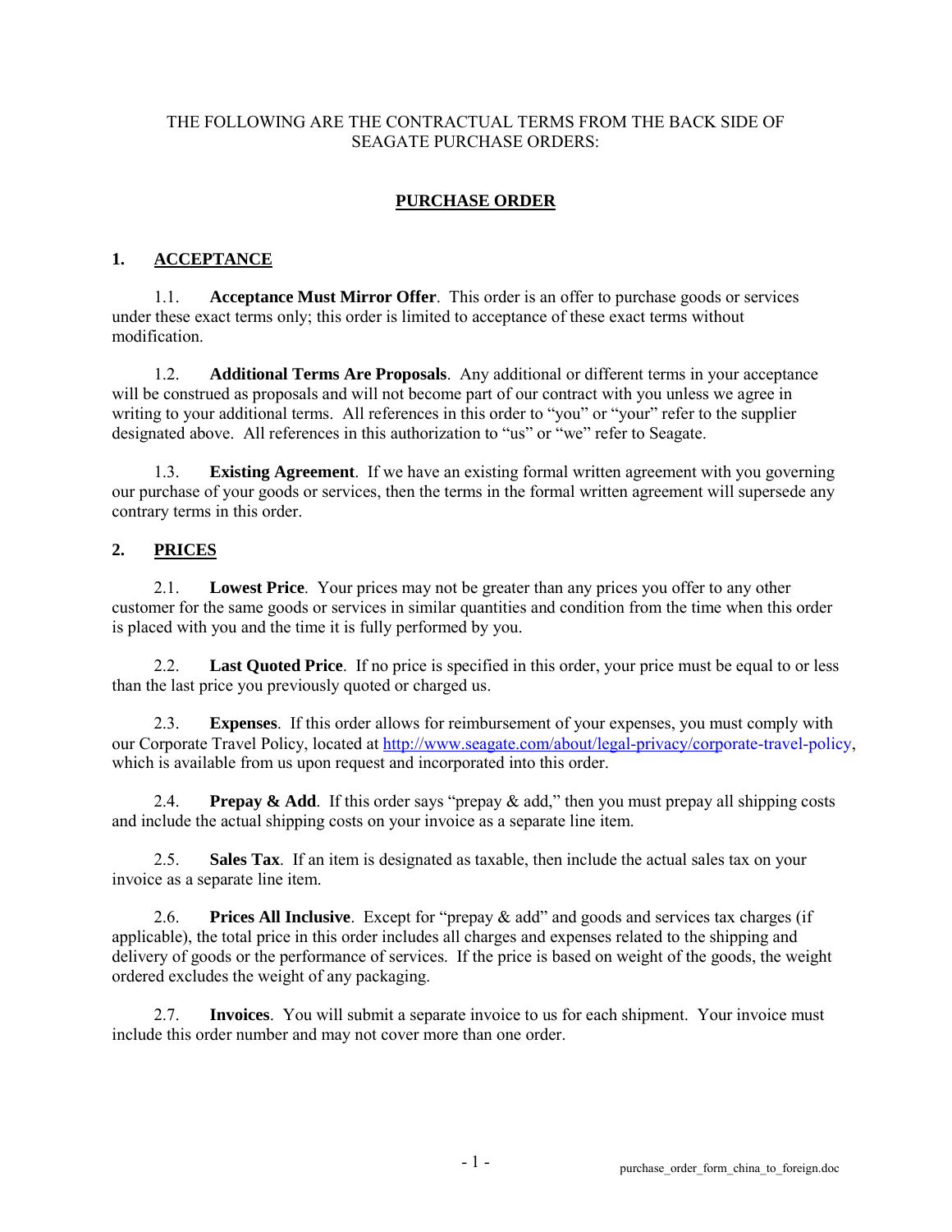THE FOLLOWING ARE THE CONTRACTUAL TERMS FROM THE BACK SIDE OF SEAGATE PURCHASE ORDERS:

# PURCHASE ORDER

## 1. ACCEPTANCE

1.1. **Acceptance Must Mirror Offer**. This order is an offer to purchase goods or services under these exact terms only; this order is limited to acceptance of these exact terms without modification.

1.2. **Additional Terms Are Proposals**. Any additional or different terms in your acceptance will be construed as proposals and will not become part of our contract with you unless we agree in writing to your additional terms. All references in this order to "you" or "your" refer to the supplier designated above. All references in this authorization to "us" or "we" refer to Seagate.

1.3. **Existing Agreement**. If we have an existing formal written agreement with you governing our purchase of your goods or services, then the terms in the formal written agreement will supersede any contrary terms in this order.

## 2. PRICES

2.1. **Lowest Price**. Your prices may not be greater than any prices you offer to any other customer for the same goods or services in similar quantities and condition from the time when this order is placed with you and the time it is fully performed by you.

2.2. **Last Quoted Price**. If no price is specified in this order, your price must be equal to or less than the last price you previously quoted or charged us.

2.3. **Expenses**. If this order allows for reimbursement of your expenses, you must comply with our Corporate Travel Policy, located at http://www.seagate.com/about/legal-privacy/corporate-travel-policy, which is available from us upon request and incorporated into this order.

2.4. **Prepay & Add**. If this order says "prepay & add," then you must prepay all shipping costs and include the actual shipping costs on your invoice as a separate line item.

2.5. **Sales Tax**. If an item is designated as taxable, then include the actual sales tax on your invoice as a separate line item.

2.6. **Prices All Inclusive**. Except for "prepay & add" and goods and services tax charges (if applicable), the total price in this order includes all charges and expenses related to the shipping and delivery of goods or the performance of services. If the price is based on weight of the goods, the weight ordered excludes the weight of any packaging.

2.7. **Invoices**. You will submit a separate invoice to us for each shipment. Your invoice must include this order number and may not cover more than one order.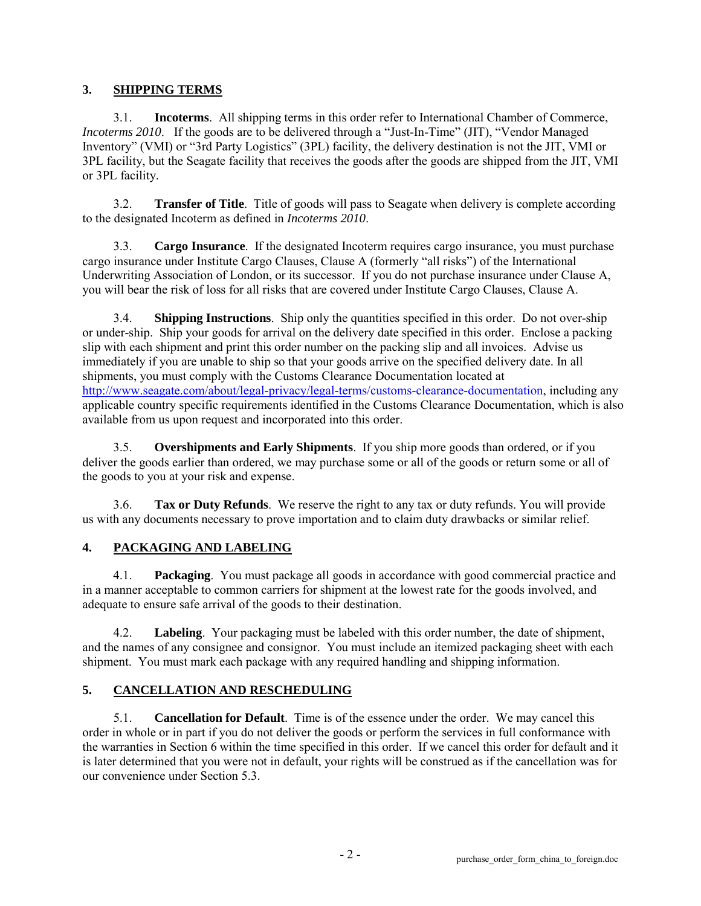## 3. SHIPPING TERMS

3.1. **Incoterms**. All shipping terms in this order refer to International Chamber of Commerce, *Incoterms 2010*. If the goods are to be delivered through a "Just-In-Time" (JIT), "Vendor Managed Inventory" (VMI) or "3rd Party Logistics" (3PL) facility, the delivery destination is not the JIT, VMI or 3PL facility, but the Seagate facility that receives the goods after the goods are shipped from the JIT, VMI or 3PL facility.

3.2. **Transfer of Title**. Title of goods will pass to Seagate when delivery is complete according to the designated Incoterm as defined in *Incoterms 2010*.

3.3. **Cargo Insurance**. If the designated Incoterm requires cargo insurance, you must purchase cargo insurance under Institute Cargo Clauses, Clause A (formerly "all risks") of the International Underwriting Association of London, or its successor. If you do not purchase insurance under Clause A, you will bear the risk of loss for all risks that are covered under Institute Cargo Clauses, Clause A.

3.4. **Shipping Instructions**. Ship only the quantities specified in this order. Do not over-ship or under-ship. Ship your goods for arrival on the delivery date specified in this order. Enclose a packing slip with each shipment and print this order number on the packing slip and all invoices. Advise us immediately if you are unable to ship so that your goods arrive on the specified delivery date. In all shipments, you must comply with the Customs Clearance Documentation located at http://www.seagate.com/about/legal-privacy/legal-terms/customs-clearance-documentation, including any applicable country specific requirements identified in the Customs Clearance Documentation, which is also available from us upon request and incorporated into this order.

3.5. **Overshipments and Early Shipments**. If you ship more goods than ordered, or if you deliver the goods earlier than ordered, we may purchase some or all of the goods or return some or all of the goods to you at your risk and expense.

3.6. **Tax or Duty Refunds**. We reserve the right to any tax or duty refunds. You will provide us with any documents necessary to prove importation and to claim duty drawbacks or similar relief.

## 4. PACKAGING AND LABELING

4.1. **Packaging**. You must package all goods in accordance with good commercial practice and in a manner acceptable to common carriers for shipment at the lowest rate for the goods involved, and adequate to ensure safe arrival of the goods to their destination.

4.2. **Labeling**. Your packaging must be labeled with this order number, the date of shipment, and the names of any consignee and consignor. You must include an itemized packaging sheet with each shipment. You must mark each package with any required handling and shipping information.

## 5. CANCELLATION AND RESCHEDULING

5.1. **Cancellation for Default**. Time is of the essence under the order. We may cancel this order in whole or in part if you do not deliver the goods or perform the services in full conformance with the warranties in Section 6 within the time specified in this order. If we cancel this order for default and it is later determined that you were not in default, your rights will be construed as if the cancellation was for our convenience under Section 5.3.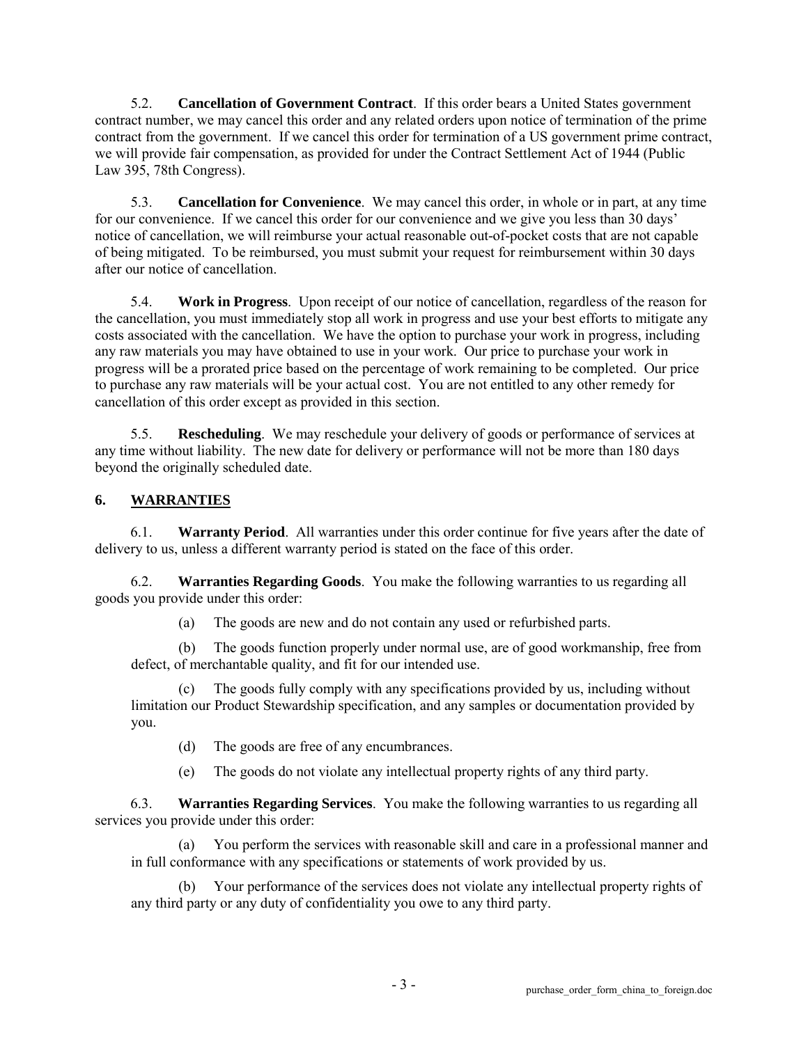5.2. **Cancellation of Government Contract**. If this order bears a United States government contract number, we may cancel this order and any related orders upon notice of termination of the prime contract from the government. If we cancel this order for termination of a US government prime contract, we will provide fair compensation, as provided for under the Contract Settlement Act of 1944 (Public Law 395, 78th Congress).

5.3. **Cancellation for Convenience**. We may cancel this order, in whole or in part, at any time for our convenience. If we cancel this order for our convenience and we give you less than 30 days' notice of cancellation, we will reimburse your actual reasonable out-of-pocket costs that are not capable of being mitigated. To be reimbursed, you must submit your request for reimbursement within 30 days after our notice of cancellation.

5.4. **Work in Progress**. Upon receipt of our notice of cancellation, regardless of the reason for the cancellation, you must immediately stop all work in progress and use your best efforts to mitigate any costs associated with the cancellation. We have the option to purchase your work in progress, including any raw materials you may have obtained to use in your work. Our price to purchase your work in progress will be a prorated price based on the percentage of work remaining to be completed. Our price to purchase any raw materials will be your actual cost. You are not entitled to any other remedy for cancellation of this order except as provided in this section.

5.5. **Rescheduling**. We may reschedule your delivery of goods or performance of services at any time without liability. The new date for delivery or performance will not be more than 180 days beyond the originally scheduled date.

## 6. WARRANTIES

6.1. **Warranty Period**. All warranties under this order continue for five years after the date of delivery to us, unless a different warranty period is stated on the face of this order.

6.2. **Warranties Regarding Goods**. You make the following warranties to us regarding all goods you provide under this order:

(a) The goods are new and do not contain any used or refurbished parts.

(b) The goods function properly under normal use, are of good workmanship, free from defect, of merchantable quality, and fit for our intended use.

(c) The goods fully comply with any specifications provided by us, including without limitation our Product Stewardship specification, and any samples or documentation provided by you.

(d) The goods are free of any encumbrances.

(e) The goods do not violate any intellectual property rights of any third party.

6.3. **Warranties Regarding Services**. You make the following warranties to us regarding all services you provide under this order:

(a) You perform the services with reasonable skill and care in a professional manner and in full conformance with any specifications or statements of work provided by us.

(b) Your performance of the services does not violate any intellectual property rights of any third party or any duty of confidentiality you owe to any third party.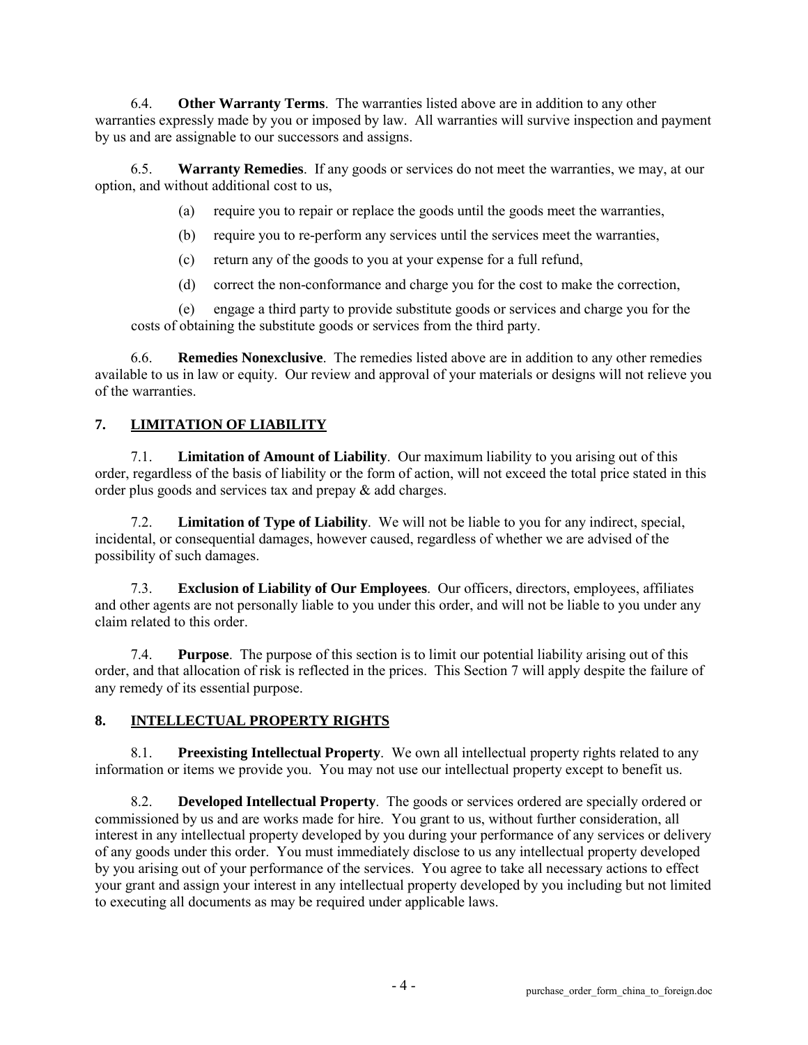6.4. **Other Warranty Terms**. The warranties listed above are in addition to any other warranties expressly made by you or imposed by law. All warranties will survive inspection and payment by us and are assignable to our successors and assigns.

6.5. **Warranty Remedies**. If any goods or services do not meet the warranties, we may, at our option, and without additional cost to us,

(a) require you to repair or replace the goods until the goods meet the warranties,

(b) require you to re-perform any services until the services meet the warranties,

(c) return any of the goods to you at your expense for a full refund,

(d) correct the non-conformance and charge you for the cost to make the correction,

(e) engage a third party to provide substitute goods or services and charge you for the costs of obtaining the substitute goods or services from the third party.

6.6. **Remedies Nonexclusive**. The remedies listed above are in addition to any other remedies available to us in law or equity. Our review and approval of your materials or designs will not relieve you of the warranties.

## 7. LIMITATION OF LIABILITY

7.1. **Limitation of Amount of Liability**. Our maximum liability to you arising out of this order, regardless of the basis of liability or the form of action, will not exceed the total price stated in this order plus goods and services tax and prepay & add charges.

7.2. **Limitation of Type of Liability**. We will not be liable to you for any indirect, special, incidental, or consequential damages, however caused, regardless of whether we are advised of the possibility of such damages.

7.3. **Exclusion of Liability of Our Employees**. Our officers, directors, employees, affiliates and other agents are not personally liable to you under this order, and will not be liable to you under any claim related to this order.

7.4. **Purpose**. The purpose of this section is to limit our potential liability arising out of this order, and that allocation of risk is reflected in the prices. This Section 7 will apply despite the failure of any remedy of its essential purpose.

## 8. INTELLECTUAL PROPERTY RIGHTS

8.1. **Preexisting Intellectual Property**. We own all intellectual property rights related to any information or items we provide you. You may not use our intellectual property except to benefit us.

8.2. **Developed Intellectual Property**. The goods or services ordered are specially ordered or commissioned by us and are works made for hire. You grant to us, without further consideration, all interest in any intellectual property developed by you during your performance of any services or delivery of any goods under this order. You must immediately disclose to us any intellectual property developed by you arising out of your performance of the services. You agree to take all necessary actions to effect your grant and assign your interest in any intellectual property developed by you including but not limited to executing all documents as may be required under applicable laws.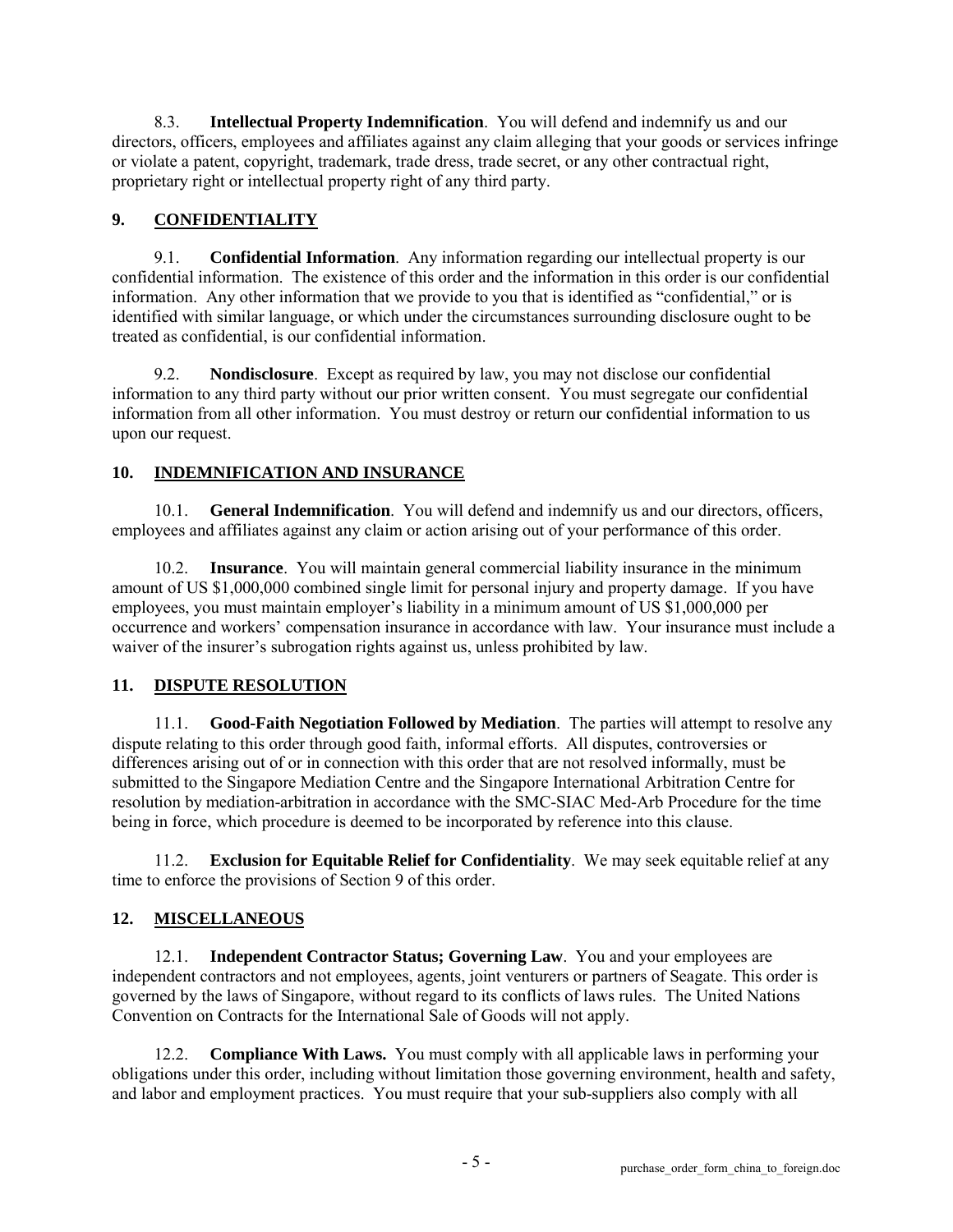8.3. **Intellectual Property Indemnification**. You will defend and indemnify us and our directors, officers, employees and affiliates against any claim alleging that your goods or services infringe or violate a patent, copyright, trademark, trade dress, trade secret, or any other contractual right, proprietary right or intellectual property right of any third party.

## 9. CONFIDENTIALITY

9.1. **Confidential Information**. Any information regarding our intellectual property is our confidential information. The existence of this order and the information in this order is our confidential information. Any other information that we provide to you that is identified as "confidential," or is identified with similar language, or which under the circumstances surrounding disclosure ought to be treated as confidential, is our confidential information.

9.2. **Nondisclosure**. Except as required by law, you may not disclose our confidential information to any third party without our prior written consent. You must segregate our confidential information from all other information. You must destroy or return our confidential information to us upon our request.

## 10. INDEMNIFICATION AND INSURANCE

10.1. **General Indemnification**. You will defend and indemnify us and our directors, officers, employees and affiliates against any claim or action arising out of your performance of this order.

10.2. **Insurance**. You will maintain general commercial liability insurance in the minimum amount of US $1,000,000 combined single limit for personal injury and property damage. If you have employees, you must maintain employer's liability in a minimum amount of US $1,000,000 per occurrence and workers' compensation insurance in accordance with law. Your insurance must include a waiver of the insurer's subrogation rights against us, unless prohibited by law.

## 11. DISPUTE RESOLUTION

11.1. **Good-Faith Negotiation Followed by Mediation**. The parties will attempt to resolve any dispute relating to this order through good faith, informal efforts. All disputes, controversies or differences arising out of or in connection with this order that are not resolved informally, must be submitted to the Singapore Mediation Centre and the Singapore International Arbitration Centre for resolution by mediation-arbitration in accordance with the SMC-SIAC Med-Arb Procedure for the time being in force, which procedure is deemed to be incorporated by reference into this clause.

11.2. **Exclusion for Equitable Relief for Confidentiality**. We may seek equitable relief at any time to enforce the provisions of Section 9 of this order.

## 12. MISCELLANEOUS

12.1. **Independent Contractor Status; Governing Law**. You and your employees are independent contractors and not employees, agents, joint venturers or partners of Seagate. This order is governed by the laws of Singapore, without regard to its conflicts of laws rules. The United Nations Convention on Contracts for the International Sale of Goods will not apply.

12.2. **Compliance With Laws.** You must comply with all applicable laws in performing your obligations under this order, including without limitation those governing environment, health and safety, and labor and employment practices. You must require that your sub-suppliers also comply with all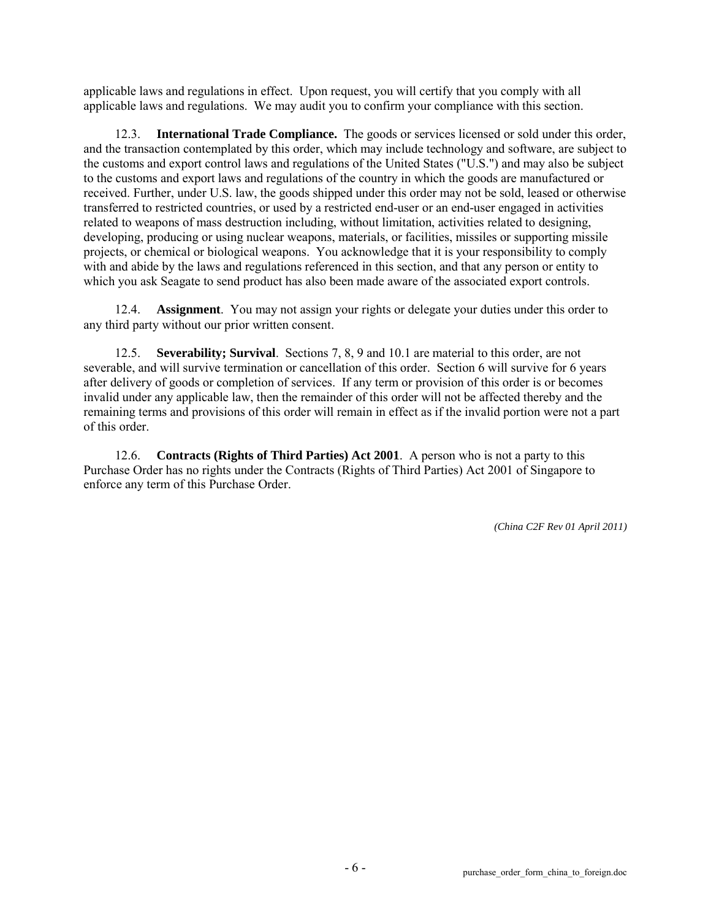applicable laws and regulations in effect. Upon request, you will certify that you comply with all applicable laws and regulations. We may audit you to confirm your compliance with this section.

12.3. **International Trade Compliance.** The goods or services licensed or sold under this order, and the transaction contemplated by this order, which may include technology and software, are subject to the customs and export control laws and regulations of the United States ("U.S.") and may also be subject to the customs and export laws and regulations of the country in which the goods are manufactured or received. Further, under U.S. law, the goods shipped under this order may not be sold, leased or otherwise transferred to restricted countries, or used by a restricted end-user or an end-user engaged in activities related to weapons of mass destruction including, without limitation, activities related to designing, developing, producing or using nuclear weapons, materials, or facilities, missiles or supporting missile projects, or chemical or biological weapons. You acknowledge that it is your responsibility to comply with and abide by the laws and regulations referenced in this section, and that any person or entity to which you ask Seagate to send product has also been made aware of the associated export controls.

12.4. **Assignment**. You may not assign your rights or delegate your duties under this order to any third party without our prior written consent.

12.5. **Severability; Survival**. Sections 7, 8, 9 and 10.1 are material to this order, are not severable, and will survive termination or cancellation of this order. Section 6 will survive for 6 years after delivery of goods or completion of services. If any term or provision of this order is or becomes invalid under any applicable law, then the remainder of this order will not be affected thereby and the remaining terms and provisions of this order will remain in effect as if the invalid portion were not a part of this order.

12.6. **Contracts (Rights of Third Parties) Act 2001**. A person who is not a party to this Purchase Order has no rights under the Contracts (Rights of Third Parties) Act 2001 of Singapore to enforce any term of this Purchase Order.

*(China C2F Rev 01 April 2011)*